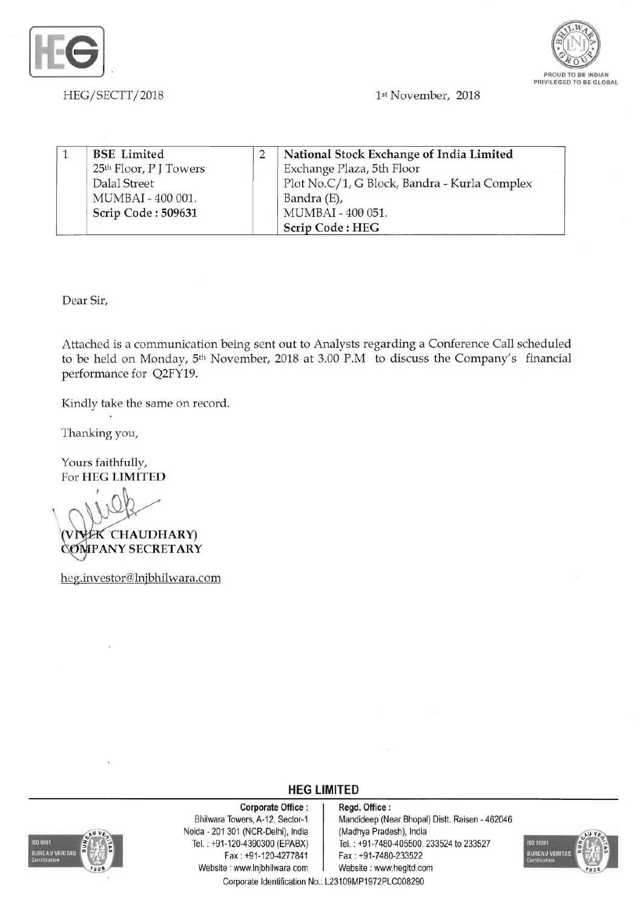HEG/SECTT/2018

1st November, 2018

| 1 | BSE Limited<br>25th Floor, P J Towers<br>Dalal Street<br>MUMBAI - 400 001.<br>**Scrip Code : 509631** | 2 | **National Stock Exchange of India Limited**<br>Exchange Plaza, 5th Floor<br>Plot No.C/1, G Block, Bandra - Kurla Complex<br>Bandra (E),<br>MUMBAI - 400 051.<br>**Scrip Code : HEG** |
|---|---|---|---|

Dear Sir,

Attached is a communication being sent out to Analysts regarding a Conference Call scheduled to be held on Monday, 5th November, 2018 at 3.00 P.M to discuss the Company's financial performance for Q2FY19.

Kindly take the same on record.

Thanking you,

Yours faithfully,
For **HEG LIMITED**

**(VIVEK CHAUDHARY)**
**COMPANY SECRETARY**

heg.investor@lnjbhilwara.com

**HEG LIMITED**

**Corporate Office :**
Bhilwara Towers, A-12, Sector-1
Noida - 201 301 (NCR-Delhi), India
Tel. : +91-120-4390300 (EPABX)
Fax : +91-120-4277841
Website : www.lnjbhilwara.com

**Regd. Office :**
Mandideep (Near Bhopal) Distt. Raisen - 462046
(Madhya Pradesh), India
Tel. : +91-7480-405500, 233524 to 233527
Fax : +91-7480-233522
Website : www.hegltd.com

Corporate Identification No.: L23109MP1972PLC008290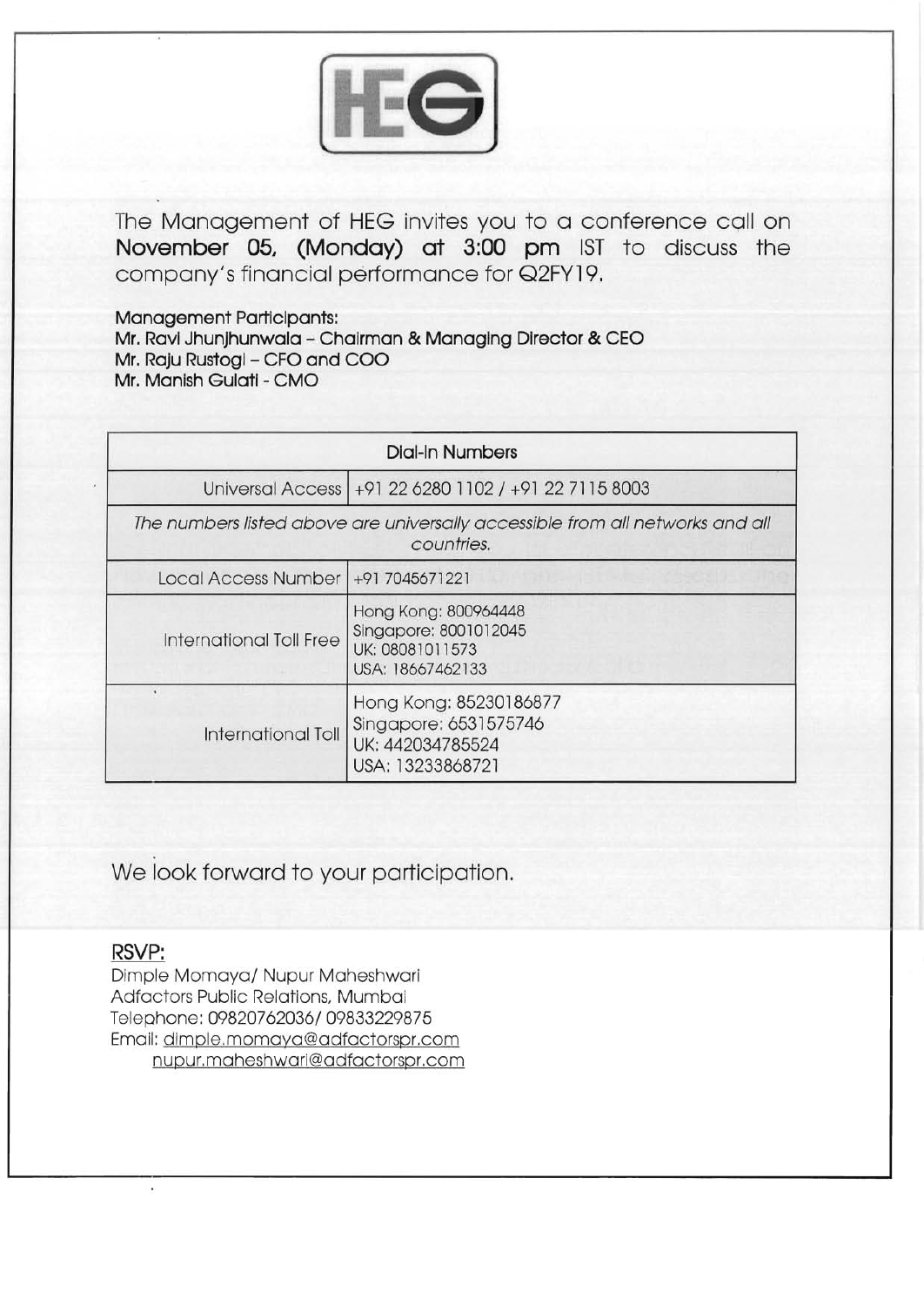HEG

The Management of HEG invites you to a conference call on **November 05, (Monday) at 3:00 pm** IST to discuss the company's financial performance for Q2FY19.

**Management Participants:**
**Mr. Ravi Jhunjhunwala – Chairman & Managing Director & CEO**
**Mr. Raju Rustogi – CFO and COO**
**Mr. Manish Gulati - CMO**

| Dial-In Numbers | |
|---|---|
| Universal Access | +91 22 6280 1102 / +91 22 7115 8003 |
| *The numbers listed above are universally accessible from all networks and all countries.* | |
| Local Access Number | +91 7045671221 |
| International Toll Free | Hong Kong: 800964448<br>Singapore: 8001012045<br>UK: 08081011573<br>USA: 18667462133 |
| International Toll | Hong Kong: 85230186877<br>Singapore: 6531575746<br>UK: 442034785524<br>USA: 13233868721 |

We look forward to your participation.

**RSVP:**
Dimple Momaya/ Nupur Maheshwari
Adfactors Public Relations, Mumbai
Telephone: 09820762036/ 09833229875
Email: dimple.momaya@adfactorspr.com
nupur.maheshwari@adfactorspr.com